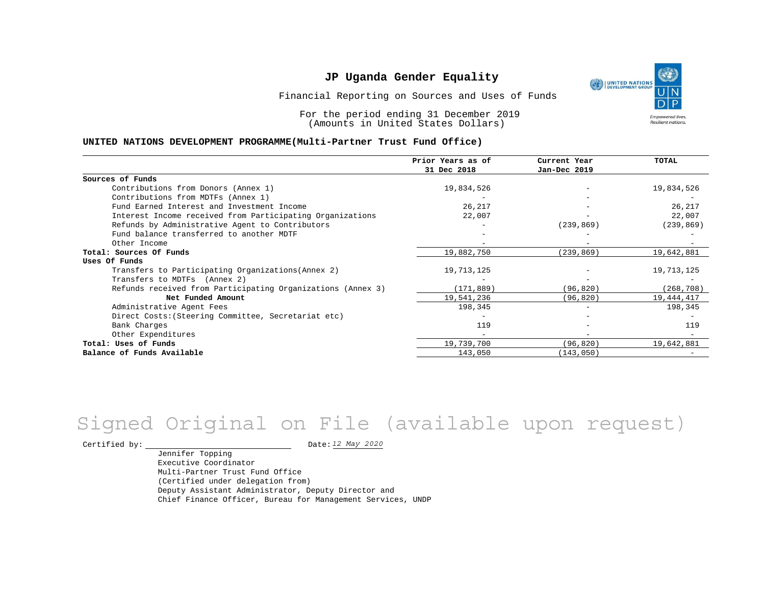# JP Uganda Gender Equality

Financial Reporting on Sources and Uses of Funds

For the period ending 31 December 2019
(Amounts in United States Dollars)

**UNITED NATIONS DEVELOPMENT PROGRAMME(Multi-Partner Trust Fund Office)**

| | Prior Years as of 31 Dec 2018 | Current Year Jan-Dec 2019 | TOTAL |
|---|---|---|---|
| **Sources of Funds** | | | |
| Contributions from Donors (Annex 1) | 19,834,526 | - | 19,834,526 |
| Contributions from MDTFs (Annex 1) | - | - | - |
| Fund Earned Interest and Investment Income | 26,217 | - | 26,217 |
| Interest Income received from Participating Organizations | 22,007 | - | 22,007 |
| Refunds by Administrative Agent to Contributors | - | (239,869) | (239,869) |
| Fund balance transferred to another MDTF | - | - | - |
| Other Income | - | - | - |
| **Total: Sources Of Funds** | 19,882,750 | (239,869) | 19,642,881 |
| **Uses Of Funds** | | | |
| Transfers to Participating Organizations(Annex 2) | 19,713,125 | - | 19,713,125 |
| Transfers to MDTFs (Annex 2) | - | - | - |
| Refunds received from Participating Organizations (Annex 3) | (171,889) | (96,820) | (268,708) |
| **Net Funded Amount** | 19,541,236 | (96,820) | 19,444,417 |
| Administrative Agent Fees | 198,345 | - | 198,345 |
| Direct Costs:(Steering Committee, Secretariat etc) | - | - | - |
| Bank Charges | 119 | - | 119 |
| Other Expenditures | - | - | - |
| **Total: Uses of Funds** | 19,739,700 | (96,820) | 19,642,881 |
| **Balance of Funds Available** | 143,050 | (143,050) | - |

Signed Original on File (available upon request)

Certified by: Date: *12 May 2020*

Jennifer Topping
Executive Coordinator
Multi-Partner Trust Fund Office
(Certified under delegation from)
Deputy Assistant Administrator, Deputy Director and
Chief Finance Officer, Bureau for Management Services, UNDP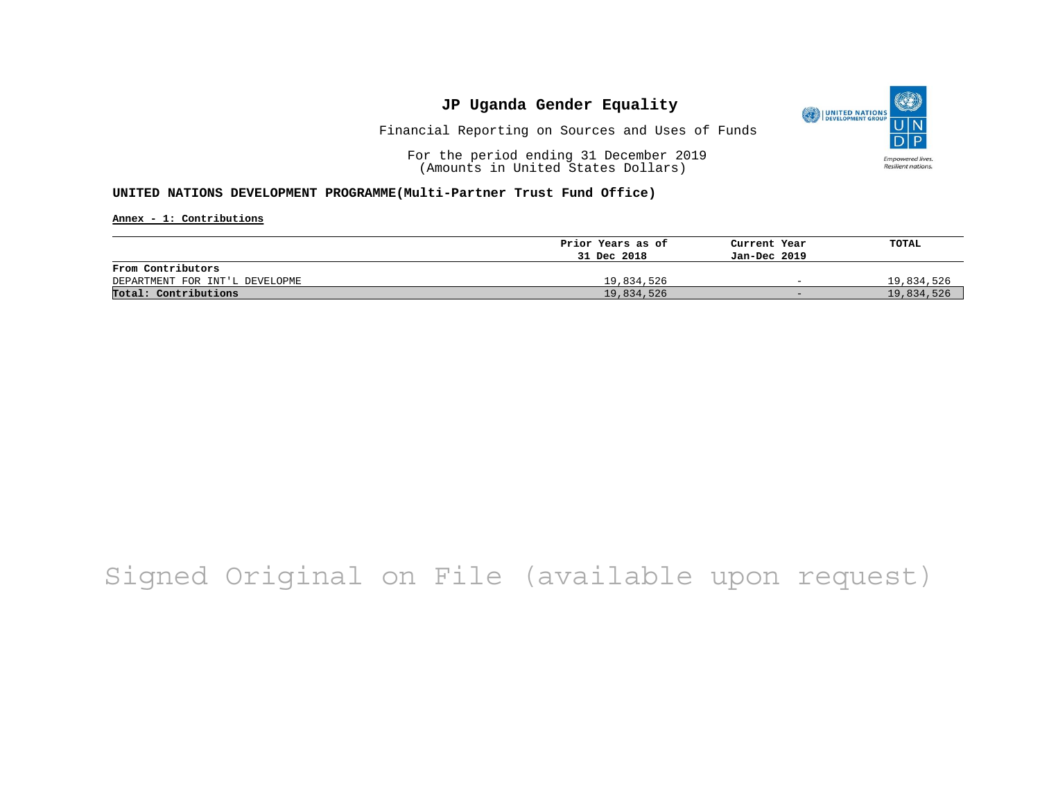# JP Uganda Gender Equality

Financial Reporting on Sources and Uses of Funds

For the period ending 31 December 2019
(Amounts in United States Dollars)

**UNITED NATIONS DEVELOPMENT PROGRAMME(Multi-Partner Trust Fund Office)**

**Annex - 1: Contributions**

| | Prior Years as of 31 Dec 2018 | Current Year Jan-Dec 2019 | TOTAL |
|---|---|---|---|
| **From Contributors** | | | |
| DEPARTMENT FOR INT'L DEVELOPME | 19,834,526 | - | 19,834,526 |
| **Total: Contributions** | 19,834,526 | - | 19,834,526 |

Signed Original on File (available upon request)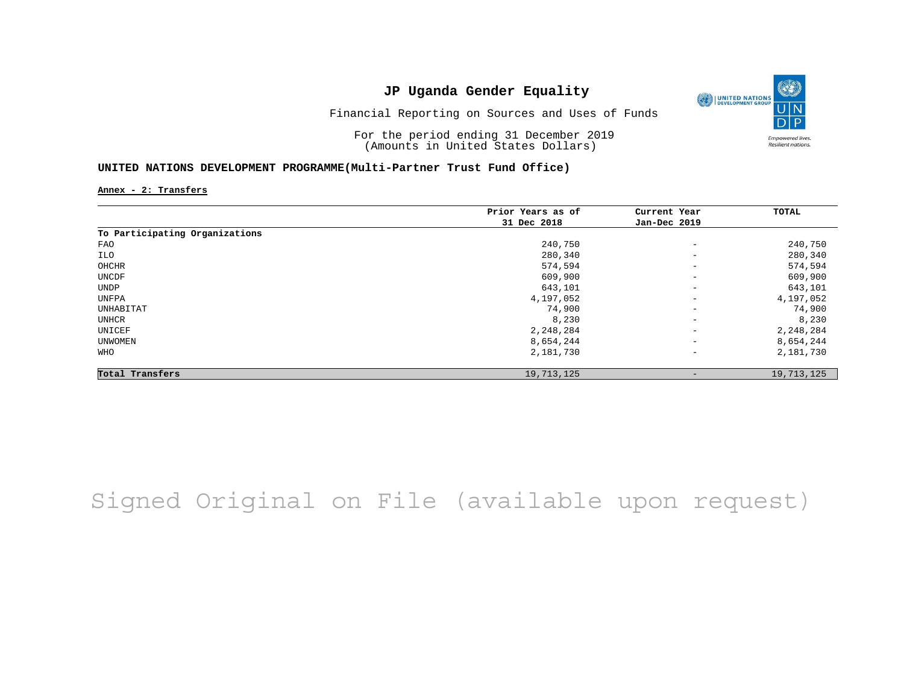# JP Uganda Gender Equality

Financial Reporting on Sources and Uses of Funds

For the period ending 31 December 2019
(Amounts in United States Dollars)

**UNITED NATIONS DEVELOPMENT PROGRAMME(Multi-Partner Trust Fund Office)**

**Annex - 2: Transfers**

| | Prior Years as of 31 Dec 2018 | Current Year Jan-Dec 2019 | TOTAL |
|---|---|---|---|
| **To Participating Organizations** | | | |
| FAO | 240,750 | - | 240,750 |
| ILO | 280,340 | - | 280,340 |
| OHCHR | 574,594 | - | 574,594 |
| UNCDF | 609,900 | - | 609,900 |
| UNDP | 643,101 | - | 643,101 |
| UNFPA | 4,197,052 | - | 4,197,052 |
| UNHABITAT | 74,900 | - | 74,900 |
| UNHCR | 8,230 | - | 8,230 |
| UNICEF | 2,248,284 | - | 2,248,284 |
| UNWOMEN | 8,654,244 | - | 8,654,244 |
| WHO | 2,181,730 | - | 2,181,730 |
| **Total Transfers** | 19,713,125 | - | 19,713,125 |

Signed Original on File (available upon request)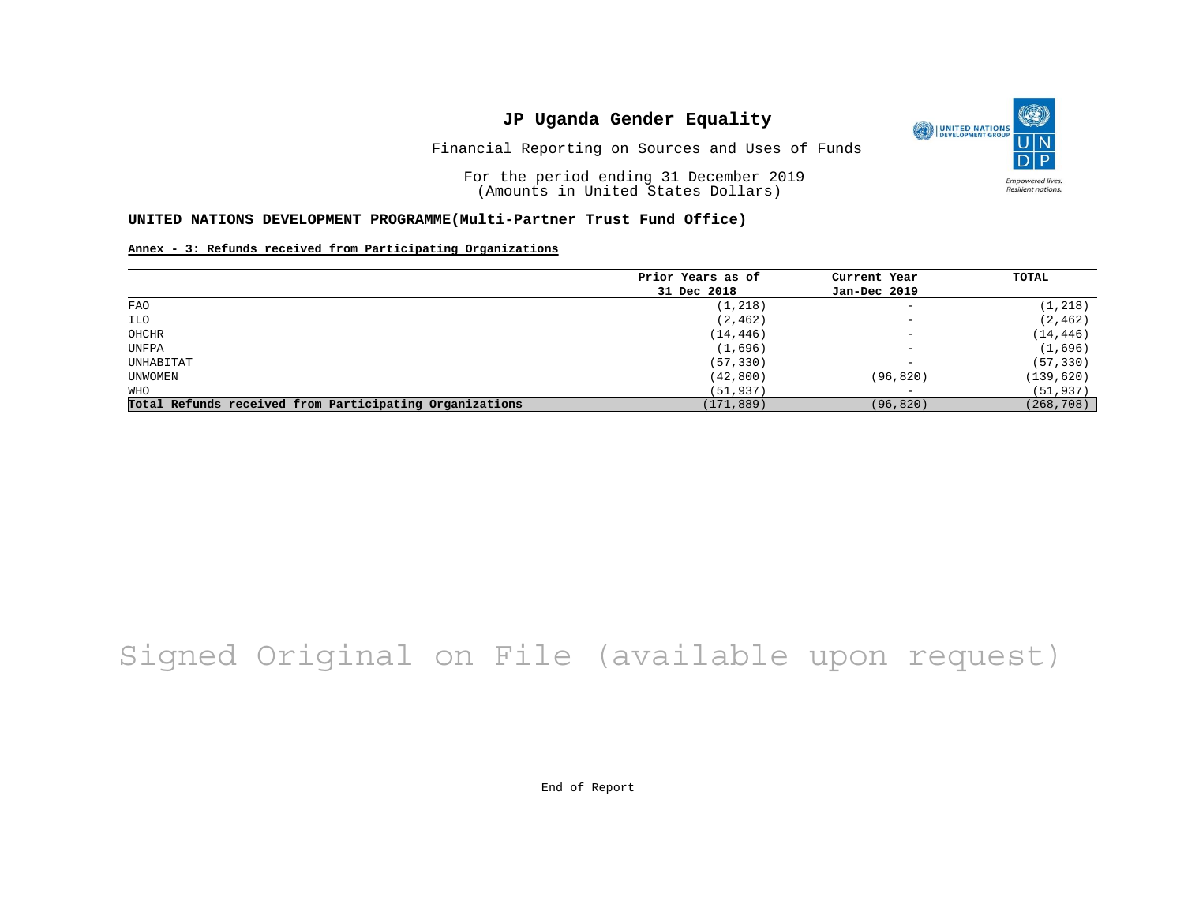# JP Uganda Gender Equality

Financial Reporting on Sources and Uses of Funds

For the period ending 31 December 2019
(Amounts in United States Dollars)

**UNITED NATIONS DEVELOPMENT PROGRAMME(Multi-Partner Trust Fund Office)**

**Annex - 3: Refunds received from Participating Organizations**

| | Prior Years as of 31 Dec 2018 | Current Year Jan-Dec 2019 | TOTAL |
|---|---|---|---|
| FAO | (1,218) | - | (1,218) |
| ILO | (2,462) | - | (2,462) |
| OHCHR | (14,446) | - | (14,446) |
| UNFPA | (1,696) | - | (1,696) |
| UNHABITAT | (57,330) | - | (57,330) |
| UNWOMEN | (42,800) | (96,820) | (139,620) |
| WHO | (51,937) | - | (51,937) |
| **Total Refunds received from Participating Organizations** | (171,889) | (96,820) | (268,708) |

Signed Original on File (available upon request)

End of Report